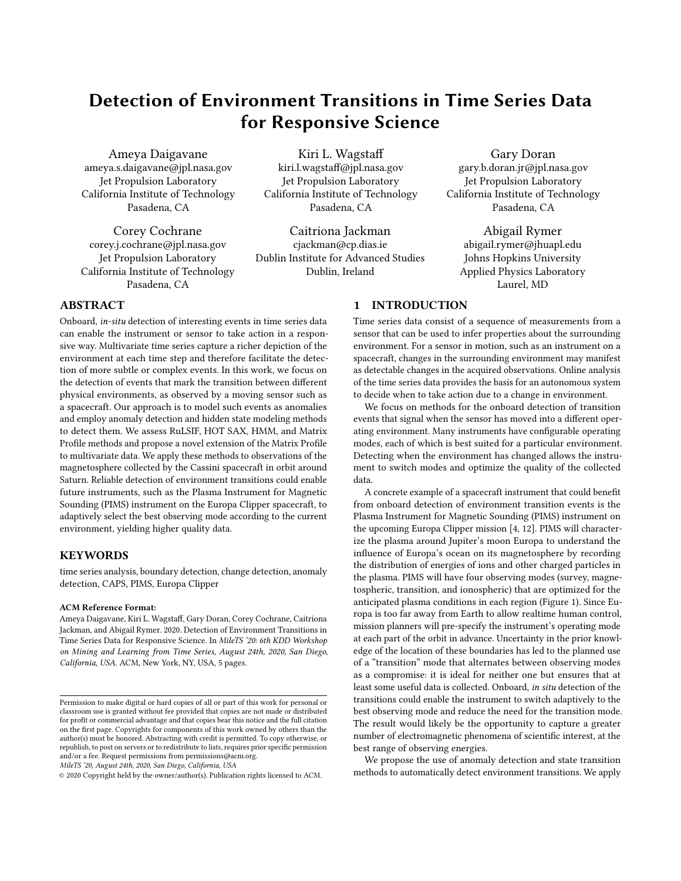// Detection of Environment Transitions in Time Series Data for Responsive Science

Ameya Daigavane
ameya.s.daigavane@jpl.nasa.gov
Jet Propulsion Laboratory
California Institute of Technology
Pasadena, CA

Kiri L. Wagstaff
kiri.l.wagstaff@jpl.nasa.gov
Jet Propulsion Laboratory
California Institute of Technology
Pasadena, CA

Gary Doran
gary.b.doran.jr@jpl.nasa.gov
Jet Propulsion Laboratory
California Institute of Technology
Pasadena, CA

Corey Cochrane
corey.j.cochrane@jpl.nasa.gov
Jet Propulsion Laboratory
California Institute of Technology
Pasadena, CA

Caitriona Jackman
cjackman@cp.dias.ie
Dublin Institute for Advanced Studies
Dublin, Ireland

Abigail Rymer
abigail.rymer@jhuapl.edu
Johns Hopkins University
Applied Physics Laboratory
Laurel, MD

## ABSTRACT

Onboard, *in-situ* detection of interesting events in time series data can enable the instrument or sensor to take action in a responsive way. Multivariate time series capture a richer depiction of the environment at each time step and therefore facilitate the detection of more subtle or complex events. In this work, we focus on the detection of events that mark the transition between different physical environments, as observed by a moving sensor such as a spacecraft. Our approach is to model such events as anomalies and employ anomaly detection and hidden state modeling methods to detect them. We assess RuLSIF, HOT SAX, HMM, and Matrix Profile methods and propose a novel extension of the Matrix Profile to multivariate data. We apply these methods to observations of the magnetosphere collected by the Cassini spacecraft in orbit around Saturn. Reliable detection of environment transitions could enable future instruments, such as the Plasma Instrument for Magnetic Sounding (PIMS) instrument on the Europa Clipper spacecraft, to adaptively select the best observing mode according to the current environment, yielding higher quality data.

## KEYWORDS

time series analysis, boundary detection, change detection, anomaly detection, CAPS, PIMS, Europa Clipper

**ACM Reference Format:**
Ameya Daigavane, Kiri L. Wagstaff, Gary Doran, Corey Cochrane, Caitriona Jackman, and Abigail Rymer. 2020. Detection of Environment Transitions in Time Series Data for Responsive Science. In *MileTS '20: 6th KDD Workshop on Mining and Learning from Time Series, August 24th, 2020, San Diego, California, USA.* ACM, New York, NY, USA, 5 pages.

Permission to make digital or hard copies of all or part of this work for personal or classroom use is granted without fee provided that copies are not made or distributed for profit or commercial advantage and that copies bear this notice and the full citation on the first page. Copyrights for components of this work owned by others than the author(s) must be honored. Abstracting with credit is permitted. To copy otherwise, or republish, to post on servers or to redistribute to lists, requires prior specific permission and/or a fee. Request permissions from permissions@acm.org.
*MileTS '20, August 24th, 2020, San Diego, California, USA*
© 2020 Copyright held by the owner/author(s). Publication rights licensed to ACM.

## 1 INTRODUCTION

Time series data consist of a sequence of measurements from a sensor that can be used to infer properties about the surrounding environment. For a sensor in motion, such as an instrument on a spacecraft, changes in the surrounding environment may manifest as detectable changes in the acquired observations. Online analysis of the time series data provides the basis for an autonomous system to decide when to take action due to a change in environment.

We focus on methods for the onboard detection of transition events that signal when the sensor has moved into a different operating environment. Many instruments have configurable operating modes, each of which is best suited for a particular environment. Detecting when the environment has changed allows the instrument to switch modes and optimize the quality of the collected data.

A concrete example of a spacecraft instrument that could benefit from onboard detection of environment transition events is the Plasma Instrument for Magnetic Sounding (PIMS) instrument on the upcoming Europa Clipper mission [4, 12]. PIMS will characterize the plasma around Jupiter's moon Europa to understand the influence of Europa's ocean on its magnetosphere by recording the distribution of energies of ions and other charged particles in the plasma. PIMS will have four observing modes (survey, magnetospheric, transition, and ionospheric) that are optimized for the anticipated plasma conditions in each region (Figure 1). Since Europa is too far away from Earth to allow realtime human control, mission planners will pre-specify the instrument's operating mode at each part of the orbit in advance. Uncertainty in the prior knowledge of the location of these boundaries has led to the planned use of a "transition" mode that alternates between observing modes as a compromise: it is ideal for neither one but ensures that at least some useful data is collected. Onboard, *in situ* detection of the transitions could enable the instrument to switch adaptively to the best observing mode and reduce the need for the transition mode. The result would likely be the opportunity to capture a greater number of electromagnetic phenomena of scientific interest, at the best range of observing energies.

We propose the use of anomaly detection and state transition methods to automatically detect environment transitions. We apply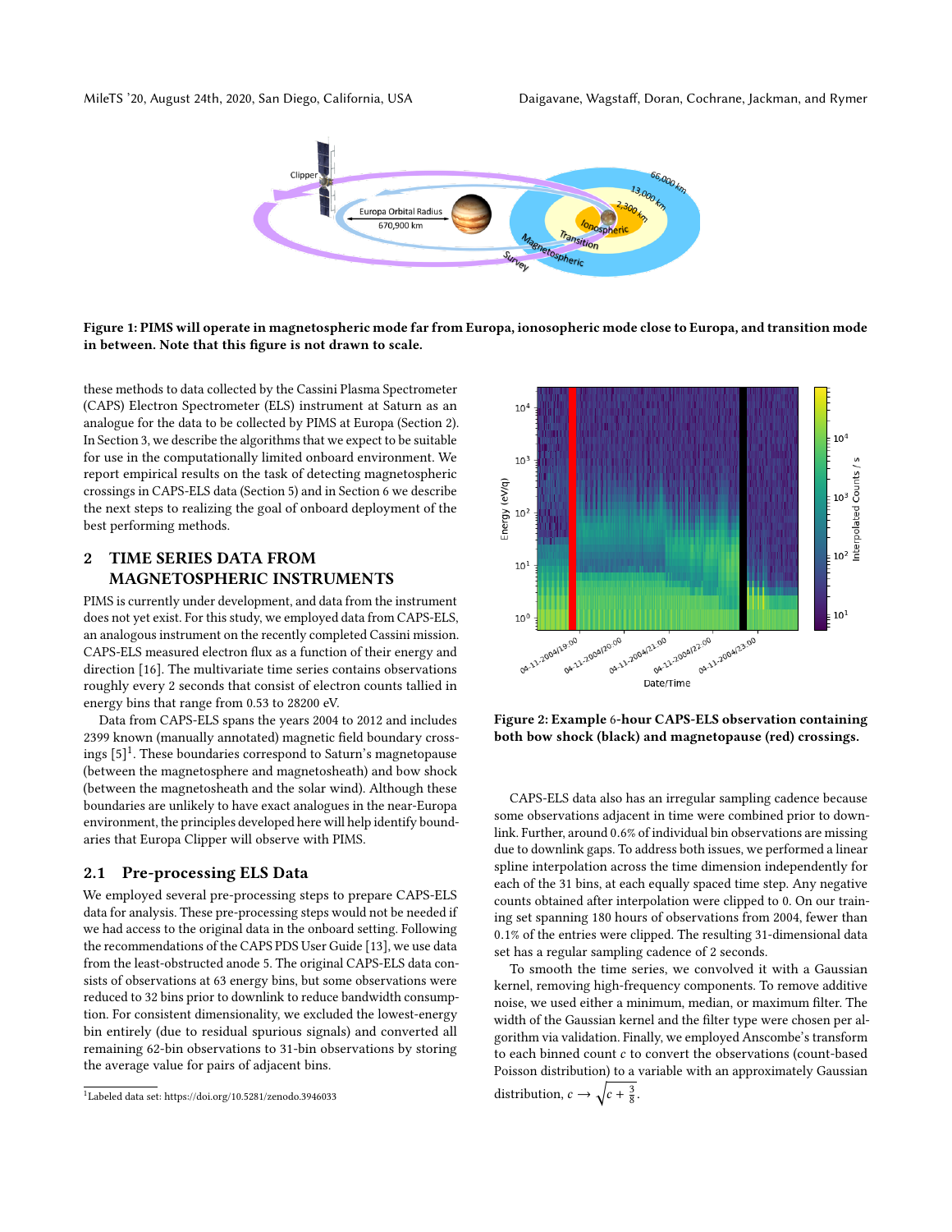Figure 1: PIMS will operate in magnetospheric mode far from Europa, ionosopheric mode close to Europa, and transition mode in between. Note that this figure is not drawn to scale.

these methods to data collected by the Cassini Plasma Spectrometer (CAPS) Electron Spectrometer (ELS) instrument at Saturn as an analogue for the data to be collected by PIMS at Europa (Section 2). In Section 3, we describe the algorithms that we expect to be suitable for use in the computationally limited onboard environment. We report empirical results on the task of detecting magnetospheric crossings in CAPS-ELS (Section 5) and in Section 6 we describe the next steps to realizing the goal of onboard deployment of the best performing methods.

## 2 TIME SERIES DATA FROM MAGNETOSPHERIC INSTRUMENTS

PIMS is currently under development, and data from the instrument does not yet exist. For this study, we employed data from CAPS-ELS, an analogous instrument on the recently completed Cassini mission. CAPS-ELS measured electron flux as a function of their energy and direction [16]. The multivariate time series contains observations roughly every 2 seconds that consist of electron counts tallied in energy bins that range from 0.53 to 28200 eV.

Data from CAPS-ELS spans the years 2004 to 2012 and includes 2399 known (manually annotated) magnetic field boundary crossings [5][1]. These boundaries correspond to Saturn's magnetopause (between the magnetosphere and magnetosheath) and bow shock (between the magnetosheath and the solar wind). Although these boundaries are unlikely to have exact analogues in the near-Europa environment, the principles developed here will help identify boundaries that Europa Clipper will observe with PIMS.

### 2.1 Pre-processing ELS Data

We employed several pre-processing steps to prepare CAPS-ELS data for analysis. These pre-processing steps would not be needed if we had access to the original data in the onboard setting. Following the recommendations of the CAPS PDS User Guide [13], we use data from the least-obstructed anode 5. The original CAPS-ELS data consists of observations at 63 energy bins, but some observations were reduced to 32 bins prior to downlink to reduce bandwidth consumption. For consistent dimensionality, we excluded the lowest-energy bin entirely (due to residual spurious signals) and converted all remaining 62-bin observations to 31-bin observations by storing the average value for pairs of adjacent bins.

[1] Labeled data set: https://doi.org/10.5281/zenodo.3946033

Figure 2: Example 6-hour CAPS-ELS observation containing both bow shock (black) and magnetopause (red) crossings.

CAPS-ELS data also has an irregular sampling cadence because some observations adjacent in time were combined prior to downlink. Further, around 0.6% of individual bin observations are missing due to downlink gaps. To address both issues, we performed a linear spline interpolation across the time dimension independently for each of the 31 bins, at each equally spaced time step. Any negative counts obtained after interpolation were clipped to 0. On our training set spanning 180 hours of observations from 2004, fewer than 0.1% of the entries were clipped. The resulting 31-dimensional data set has a regular sampling cadence of 2 seconds.

To smooth the time series, we convolved it with a Gaussian kernel, removing high-frequency components. To remove additive noise, we used either a minimum, median, or maximum filter. The width of the Gaussian kernel and the filter type were chosen per algorithm via validation. Finally, we employed Anscombe's transform to each binned count $c$ to convert the observations (count-based Poisson distribution) to a variable with an approximately Gaussian distribution, $c \rightarrow \sqrt{c + \frac{3}{8}}$.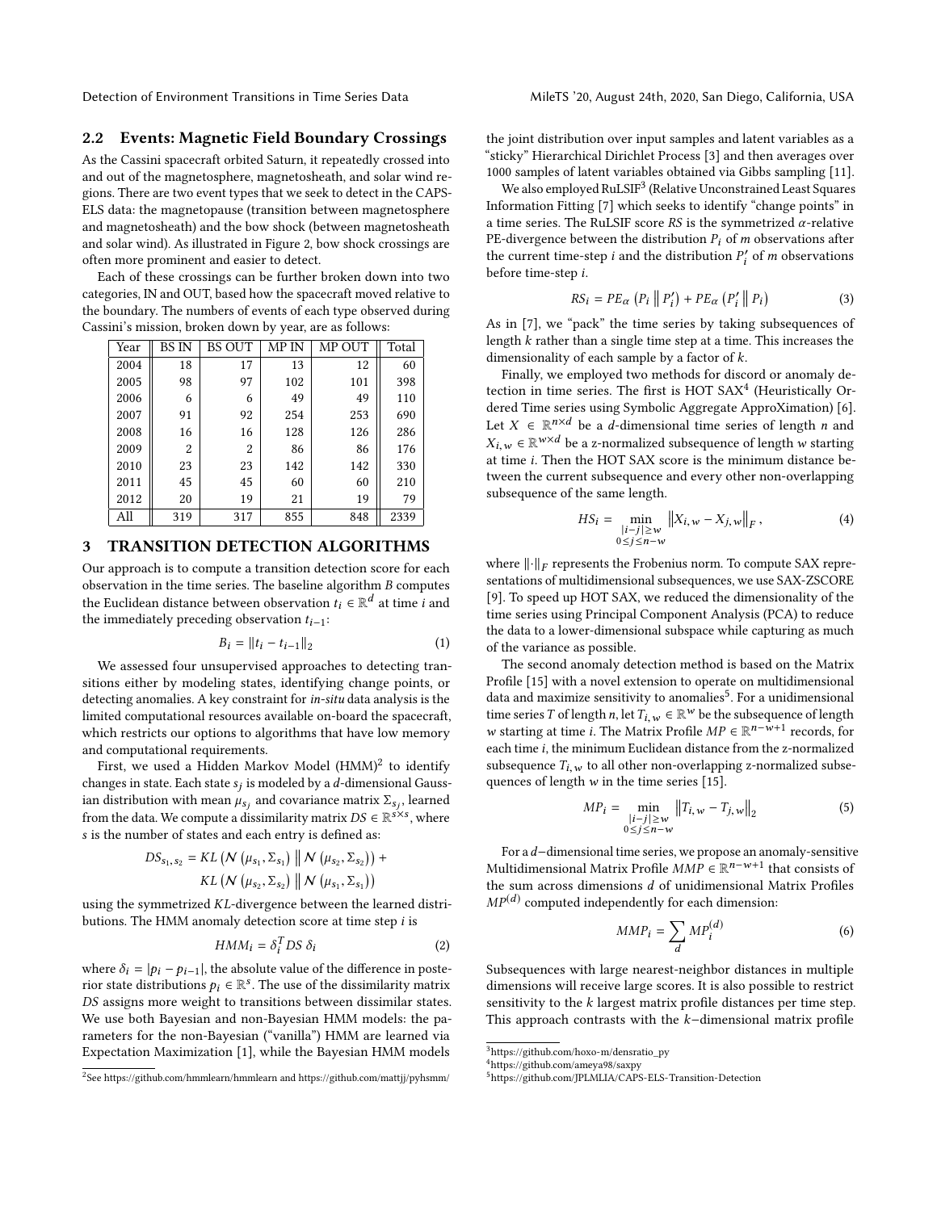## 2.2 Events: Magnetic Field Boundary Crossings

As the Cassini spacecraft orbited Saturn, it repeatedly crossed into and out of the magnetosphere, magnetosheath, and solar wind regions. There are two event types that we seek to detect in the CAPS-ELS data: the magnetopause (transition between magnetosphere and magnetosheath) and the bow shock (between magnetosheath and solar wind). As illustrated in Figure 2, bow shock crossings are often more prominent and easier to detect.

Each of these crossings can be further broken down into two categories, IN and OUT, based how the spacecraft moved relative to the boundary. The numbers of events of each type observed during Cassini's mission, broken down by year, are as follows:

| Year | BS IN | BS OUT | MP IN | MP OUT | Total |
|---|---|---|---|---|---|
| 2004 | 18 | 17 | 13 | 12 | 60 |
| 2005 | 98 | 97 | 102 | 101 | 398 |
| 2006 | 6 | 6 | 49 | 49 | 110 |
| 2007 | 91 | 92 | 254 | 253 | 690 |
| 2008 | 16 | 16 | 128 | 126 | 286 |
| 2009 | 2 | 2 | 86 | 86 | 176 |
| 2010 | 23 | 23 | 142 | 142 | 330 |
| 2011 | 45 | 45 | 60 | 60 | 210 |
| 2012 | 20 | 19 | 21 | 19 | 79 |
| All | 319 | 317 | 855 | 848 | 2339 |

# 3 TRANSITION DETECTION ALGORITHMS

Our approach is to compute a transition detection score for each observation in the time series. The baseline algorithm $B$ computes the Euclidean distance between observation $t_i \in \mathbb{R}^d$ at time $i$ and the immediately preceding observation $t_{i-1}$:

$$B_i = \|t_i - t_{i-1}\|_2 \tag{1}$$

We assessed four unsupervised approaches to detecting transitions either by modeling states, identifying change points, or detecting anomalies. A key constraint for *in-situ* data analysis is the limited computational resources available on-board the spacecraft, which restricts our options to algorithms that have low memory and computational requirements.

First, we used a Hidden Markov Model (HMM)[2] to identify changes in state. Each state $s_j$ is modeled by a $d$-dimensional Gaussian distribution with mean $\mu_{s_j}$ and covariance matrix $\Sigma_{s_j}$, learned from the data. We compute a dissimilarity matrix $DS \in \mathbb{R}^{s \times s}$, where $s$ is the number of states and each entry is defined as:

$$DS_{s_1, s_2} = KL\left(\mathcal{N}\left(\mu_{s_1}, \Sigma_{s_1}\right) \,\middle\|\, \mathcal{N}\left(\mu_{s_2}, \Sigma_{s_2}\right)\right) + KL\left(\mathcal{N}\left(\mu_{s_2}, \Sigma_{s_2}\right) \,\middle\|\, \mathcal{N}\left(\mu_{s_1}, \Sigma_{s_1}\right)\right)$$

using the symmetrized $KL$-divergence between the learned distributions. The HMM anomaly detection score at time step $i$ is

$$HMM_i = \delta_i^T DS\, \delta_i \tag{2}$$

where $\delta_i = |p_i - p_{i-1}|$, the absolute value of the difference in posterior state distributions $p_i \in \mathbb{R}^s$. The use of the dissimilarity matrix $DS$ assigns more weight to transitions between dissimilar states. We use both Bayesian and non-Bayesian HMM models: the parameters for the non-Bayesian ("vanilla") HMM are learned via Expectation Maximization [1], while the Bayesian HMM models the joint distribution over input samples and latent variables as a "sticky" Hierarchical Dirichlet Process [3] and then averages over 1000 samples of latent variables obtained via Gibbs sampling [11].

We also employed RuLSIF[3] (Relative Unconstrained Least Squares Information Fitting [7] which seeks to identify "change points" in a time series. The RuLSIF score $RS$ is the symmetrized $\alpha$-relative PE-divergence between the distribution $P_i$ of $m$ observations after the current time-step $i$ and the distribution $P'_i$ of $m$ observations before time-step $i$.

$$RS_i = PE_\alpha\left(P_i \,\middle\|\, P'_i\right) + PE_\alpha\left(P'_i \,\middle\|\, P_i\right) \tag{3}$$

As in [7], we "pack" the time series by taking subsequences of length $k$ rather than a single time step at a time. This increases the dimensionality of each sample by a factor of $k$.

Finally, we employed two methods for discord or anomaly detection in time series. The first is HOT SAX[4] (Heuristically Ordered Time series using Symbolic Aggregate ApproXimation) [6]. Let $X \in \mathbb{R}^{n \times d}$ be a $d$-dimensional time series of length $n$ and $X_{i,w} \in \mathbb{R}^{w \times d}$ be a z-normalized subsequence of length $w$ starting at time $i$. Then the HOT SAX score is the minimum distance between the current subsequence and every other non-overlapping subsequence of the same length.

$$HS_i = \min_{\substack{|i-j| \geq w \\ 0 \leq j \leq n-w}} \left\|X_{i,w} - X_{j,w}\right\|_F, \tag{4}$$

where $\|\cdot\|_F$ represents the Frobenius norm. To compute SAX representations of multidimensional subsequences, we use SAX-ZSCORE [9]. To speed up HOT SAX, we reduced the dimensionality of the time series using Principal Component Analysis (PCA) to reduce the data to a lower-dimensional subspace while capturing as much of the variance as possible.

The second anomaly detection method is based on the Matrix Profile [15] with a novel extension to operate on multidimensional data and maximize sensitivity to anomalies[5]. For a unidimensional time series $T$ of length $n$, let $T_{i,w} \in \mathbb{R}^w$ be the subsequence of length $w$ starting at time $i$. The Matrix Profile $MP \in \mathbb{R}^{n-w+1}$ records, for each time $i$, the minimum Euclidean distance from the z-normalized subsequence $T_{i,w}$ to all other non-overlapping z-normalized subsequences of length $w$ in the time series [15].

$$MP_i = \min_{\substack{|i-j| \geq w \\ 0 \leq j \leq n-w}} \left\|T_{i,w} - T_{j,w}\right\|_2 \tag{5}$$

For a $d$−dimensional time series, we propose an anomaly-sensitive Multidimensional Matrix Profile $MMP \in \mathbb{R}^{n-w+1}$ that consists of the sum across dimensions $d$ of unidimensional Matrix Profiles $MP^{(d)}$ computed independently for each dimension:

$$MMP_i = \sum_d MP_i^{(d)} \tag{6}$$

Subsequences with large nearest-neighbor distances in multiple dimensions will receive large scores. It is also possible to restrict sensitivity to the $k$ largest matrix profile distances per time step. This approach contrasts with the $k$−dimensional matrix profile

[2] See https://github.com/hmmlearn/hmmlearn and https://github.com/mattjj/pyhsmm/

[3] https://github.com/hoxo-m/densratio_py

[4] https://github.com/ameya98/saxpy

[5] https://github.com/JPLMLIA/CAPS-ELS-Transition-Detection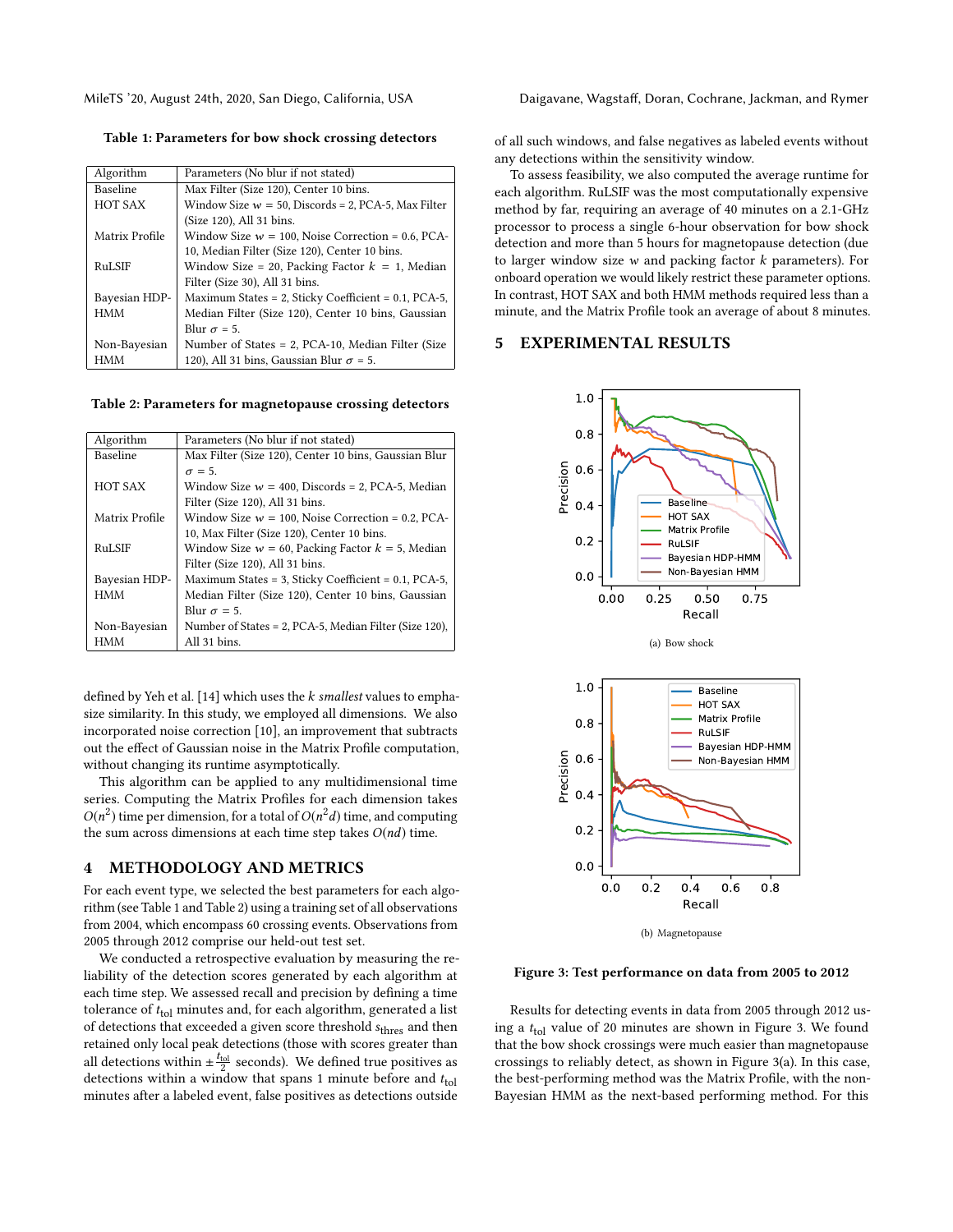**Table 1: Parameters for bow shock crossing detectors**

| Algorithm | Parameters (No blur if not stated) |
|---|---|
| Baseline | Max Filter (Size 120), Center 10 bins. |
| HOT SAX | Window Size $w$ = 50, Discords = 2, PCA-5, Max Filter (Size 120), All 31 bins. |
| Matrix Profile | Window Size $w$ = 100, Noise Correction = 0.6, PCA-10, Median Filter (Size 120), Center 10 bins. |
| RuLSIF | Window Size = 20, Packing Factor $k$ = 1, Median Filter (Size 30), All 31 bins. |
| Bayesian HDP-HMM | Maximum States = 2, Sticky Coefficient = 0.1, PCA-5, Median Filter (Size 120), Center 10 bins, Gaussian Blur $\sigma$ = 5. |
| Non-Bayesian HMM | Number of States = 2, PCA-10, Median Filter (Size 120), All 31 bins, Gaussian Blur $\sigma$ = 5. |

**Table 2: Parameters for magnetopause crossing detectors**

| Algorithm | Parameters (No blur if not stated) |
|---|---|
| Baseline | Max Filter (Size 120), Center 10 bins, Gaussian Blur $\sigma$ = 5. |
| HOT SAX | Window Size $w$ = 400, Discords = 2, PCA-5, Median Filter (Size 120), All 31 bins. |
| Matrix Profile | Window Size $w$ = 100, Noise Correction = 0.2, PCA-10, Max Filter (Size 120), Center 10 bins. |
| RuLSIF | Window Size $w$ = 60, Packing Factor $k$ = 5, Median Filter (Size 120), All 31 bins. |
| Bayesian HDP-HMM | Maximum States = 3, Sticky Coefficient = 0.1, PCA-5, Median Filter (Size 120), Center 10 bins, Gaussian Blur $\sigma$ = 5. |
| Non-Bayesian HMM | Number of States = 2, PCA-5, Median Filter (Size 120), All 31 bins. |

defined by Yeh et al. [14] which uses the $k$ *smallest* values to emphasize similarity. In this study, we employed all dimensions. We also incorporated noise correction [10], an improvement that subtracts out the effect of Gaussian noise in the Matrix Profile computation, without changing its runtime asymptotically.

This algorithm can be applied to any multidimensional time series. Computing the Matrix Profiles for each dimension takes $O(n^2)$ time per dimension, for a total of $O(n^2 d)$ time, and computing the sum across dimensions at each time step takes $O(nd)$ time.

## 4 METHODOLOGY AND METRICS

For each event type, we selected the best parameters for each algorithm (see Table 1 and Table 2) using a training set of all observations from 2004, which encompass 60 crossing events. Observations from 2005 through 2012 comprise our held-out test set.

We conducted a retrospective evaluation by measuring the reliability of the detection scores generated by each algorithm at each time step. We assessed recall and precision by defining a time tolerance of $t_{\text{tol}}$ minutes and, for each algorithm, generated a list of detections that exceeded a given score threshold $s_{\text{thres}}$ and then retained only local peak detections (those with scores greater than all detections within $\pm \frac{t_{\text{tol}}}{2}$ seconds). We defined true positives as detections within a window that spans 1 minute before and $t_{\text{tol}}$ minutes after a labeled event, false positives as detections outside of all such windows, and false negatives as labeled events without any detections within the sensitivity window.

To assess feasibility, we also computed the average runtime for each algorithm. RuLSIF was the most computationally expensive method by far, requiring an average of 40 minutes on a 2.1-GHz processor to process a single 6-hour observation for bow shock detection and more than 5 hours for magnetopause detection (due to larger window size $w$ and packing factor $k$ parameters). For onboard operation we would likely restrict these parameter options. In contrast, HOT SAX and both HMM methods required less than a minute, and the Matrix Profile took an average of about 8 minutes.

## 5 EXPERIMENTAL RESULTS

(a) Bow shock

(b) Magnetopause

**Figure 3: Test performance on data from 2005 to 2012**

Results for detecting events in data from 2005 through 2012 using a $t_{\text{tol}}$ value of 20 minutes are shown in Figure 3. We found that the bow shock crossings were much easier than magnetopause crossings to reliably detect, as shown in Figure 3(a). In this case, the best-performing method was the Matrix Profile, with the non-Bayesian HMM as the next-based performing method. For this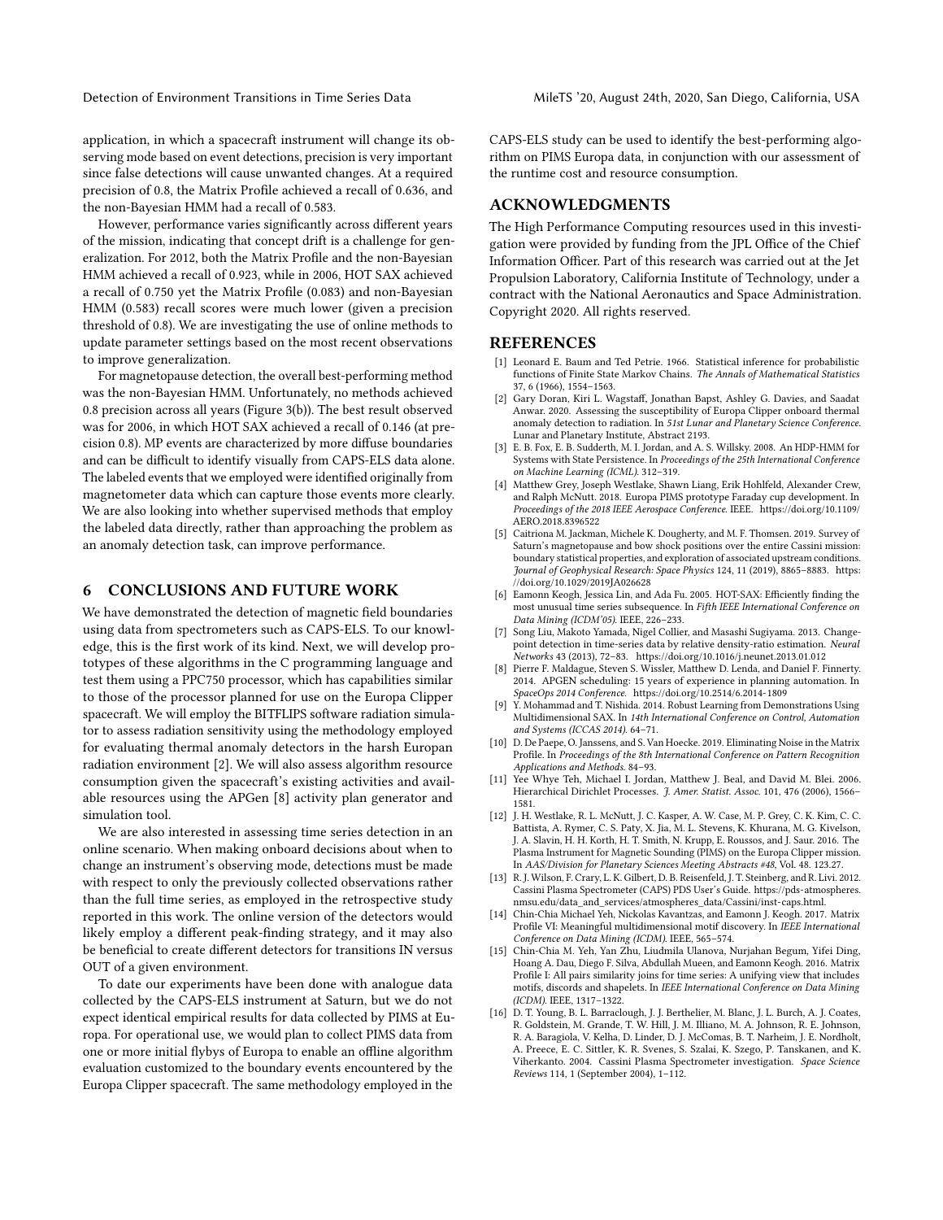application, in which a spacecraft instrument will change its observing mode based on event detections, precision is very important since false detections will cause unwanted changes. At a required precision of 0.8, the Matrix Profile achieved a recall of 0.636, and the non-Bayesian HMM had a recall of 0.583.

However, performance varies significantly across different years of the mission, indicating that concept drift is a challenge for generalization. For 2012, both the Matrix Profile and the non-Bayesian HMM achieved a recall of 0.923, while in 2006, HOT SAX achieved a recall of 0.750 yet the Matrix Profile (0.083) and non-Bayesian HMM (0.583) recall scores were much lower (given a precision threshold of 0.8). We are investigating the use of online methods to update parameter settings based on the most recent observations to improve generalization.

For magnetopause detection, the overall best-performing method was the non-Bayesian HMM. Unfortunately, no methods achieved 0.8 precision across all years (Figure 3(b)). The best result observed was for 2006, in which HOT SAX achieved a recall of 0.146 (at precision 0.8). MP events are characterized by more diffuse boundaries and can be difficult to identify visually from CAPS-ELS data alone. The labeled events that we employed were identified originally from magnetometer data which can capture those events more clearly. We are also looking into whether supervised methods that employ the labeled data directly, rather than approaching the problem as an anomaly detection task, can improve performance.

## 6 CONCLUSIONS AND FUTURE WORK

We have demonstrated the detection of magnetic field boundaries using data from spectrometers such as CAPS-ELS. To our knowledge, this is the first work of its kind. Next, we will develop prototypes of these algorithms in the C programming language and test them using a PPC750 processor, which has capabilities similar to those of the processor planned for use on the Europa Clipper spacecraft. We will employ the BITFLIPS software radiation simulator to assess radiation sensitivity using the methodology employed for evaluating thermal anomaly detectors in the harsh Europan radiation environment [2]. We will also assess algorithm resource consumption given the spacecraft's existing activities and available resources using the APGen [8] activity plan generator and simulation tool.

We are also interested in assessing time series detection in an online scenario. When making onboard decisions about when to change an instrument's observing mode, detections must be made with respect to only the previously collected observations rather than the full time series, as employed in the retrospective study reported in this work. The online version of the detectors would likely employ a different peak-finding strategy, and it may also be beneficial to create different detectors for transitions IN versus OUT of a given environment.

To date our experiments have been done with analogue data collected by the CAPS-ELS instrument at Saturn, but we do not expect identical empirical results for data collected by PIMS at Europa. For operational use, we would plan to collect PIMS data from one or more initial flybys of Europa to enable an offline algorithm evaluation customized to the boundary events encountered by the Europa Clipper spacecraft. The same methodology employed in the CAPS-ELS study can be used to identify the best-performing algorithm on PIMS Europa data, in conjunction with our assessment of the runtime cost and resource consumption.

## ACKNOWLEDGMENTS

The High Performance Computing resources used in this investigation were provided by funding from the JPL Office of the Chief Information Officer. Part of this research was carried out at the Jet Propulsion Laboratory, California Institute of Technology, under a contract with the National Aeronautics and Space Administration. Copyright 2020. All rights reserved.

## REFERENCES

[1] Leonard E. Baum and Ted Petrie. 1966. Statistical inference for probabilistic functions of Finite State Markov Chains. *The Annals of Mathematical Statistics* 37, 6 (1966), 1554–1563.

[2] Gary Doran, Kiri L. Wagstaff, Jonathan Bapst, Ashley G. Davies, and Saadat Anwar. 2020. Assessing the susceptibility of Europa Clipper onboard thermal anomaly detection to radiation. In *51st Lunar and Planetary Science Conference*. Lunar and Planetary Institute, Abstract 2193.

[3] E. B. Fox, E. B. Sudderth, M. I. Jordan, and A. S. Willsky. 2008. An HDP-HMM for Systems with State Persistence. In *Proceedings of the 25th International Conference on Machine Learning (ICML)*. 312–319.

[4] Matthew Grey, Joseph Westlake, Shawn Liang, Erik Hohlfeld, Alexander Crew, and Ralph McNutt. 2018. Europa PIMS prototype Faraday cup development. In *Proceedings of the 2018 IEEE Aerospace Conference*. IEEE. https://doi.org/10.1109/AERO.2018.8396522

[5] Caitriona M. Jackman, Michele K. Dougherty, and M. F. Thomsen. 2019. Survey of Saturn's magnetopause and bow shock positions over the entire Cassini mission: boundary statistical properties, and exploration of associated upstream conditions. *Journal of Geophysical Research: Space Physics* 124, 11 (2019), 8865–8883. https://doi.org/10.1029/2019JA026628

[6] Eamonn Keogh, Jessica Lin, and Ada Fu. 2005. HOT-SAX: Efficiently finding the most unusual time series subsequence. In *Fifth IEEE International Conference on Data Mining (ICDM'05)*. IEEE, 226–233.

[7] Song Liu, Makoto Yamada, Nigel Collier, and Masashi Sugiyama. 2013. Change-point detection in time-series data by relative density-ratio estimation. *Neural Networks* 43 (2013), 72–83. https://doi.org/10.1016/j.neunet.2013.01.012

[8] Pierre F. Maldague, Steven S. Wissler, Matthew D. Lenda, and Daniel F. Finnerty. 2014. APGEN scheduling: 15 years of experience in planning automation. In *SpaceOps 2014 Conference*. https://doi.org/10.2514/6.2014-1809

[9] Y. Mohammad and T. Nishida. 2014. Robust Learning from Demonstrations Using Multidimensional SAX. In *14th International Conference on Control, Automation and Systems (ICCAS 2014)*. 64–71.

[10] D. De Paepe, O. Janssens, and S. Van Hoecke. 2019. Eliminating Noise in the Matrix Profile. In *Proceedings of the 8th International Conference on Pattern Recognition Applications and Methods*. 84–93.

[11] Yee Whye Teh, Michael I. Jordan, Matthew J. Beal, and David M. Blei. 2006. Hierarchical Dirichlet Processes. *J. Amer. Statist. Assoc.* 101, 476 (2006), 1566–1581.

[12] J. H. Westlake, R. L. McNutt, J. C. Kasper, A. W. Case, M. P. Grey, C. K. Kim, C. C. Battista, A. Rymer, C. S. Paty, X. Jia, M. L. Stevens, K. Khurana, M. G. Kivelson, J. A. Slavin, H. H. Korth, H. T. Smith, N. Krupp, E. Roussos, and J. Saur. 2016. The Plasma Instrument for Magnetic Sounding (PIMS) on the Europa Clipper mission. In *AAS/Division for Planetary Sciences Meeting Abstracts #48*, Vol. 48. 123.27.

[13] R. J. Wilson, F. Crary, L. K. Gilbert, D. B. Reisenfeld, J. T. Steinberg, and R. Livi. 2012. Cassini Plasma Spectrometer (CAPS) PDS User's Guide. https://pds-atmospheres.nmsu.edu/data_and_services/atmospheres_data/Cassini/inst-caps.html.

[14] Chin-Chia Michael Yeh, Nickolas Kavantzas, and Eamonn J. Keogh. 2017. Matrix Profile VI: Meaningful multidimensional motif discovery. In *IEEE International Conference on Data Mining (ICDM)*. IEEE, 565–574.

[15] Chin-Chia M. Yeh, Yan Zhu, Liudmila Ulanova, Nurjahan Begum, Yifei Ding, Hoang A. Dau, Diego F. Silva, Abdullah Mueen, and Eamonn Keogh. 2016. Matrix Profile I: All pairs similarity joins for time series: A unifying view that includes motifs, discords and shapelets. In *IEEE International Conference on Data Mining (ICDM)*. IEEE, 1317–1322.

[16] D. T. Young, B. L. Barraclough, J. J. Berthelier, M. Blanc, J. L. Burch, A. J. Coates, R. Goldstein, M. Grande, T. W. Hill, J. M. Illiano, M. A. Johnson, R. E. Johnson, R. A. Baragiola, V. Kelha, D. Linder, D. J. McComas, B. T. Narheim, J. E. Nordholt, A. Preece, E. C. Sittler, K. R. Svenes, S. Szalai, K. Szego, P. Tanskanen, and K. Viherkanto. 2004. Cassini Plasma Spectrometer investigation. *Space Science Reviews* 114, 1 (September 2004), 1–112.